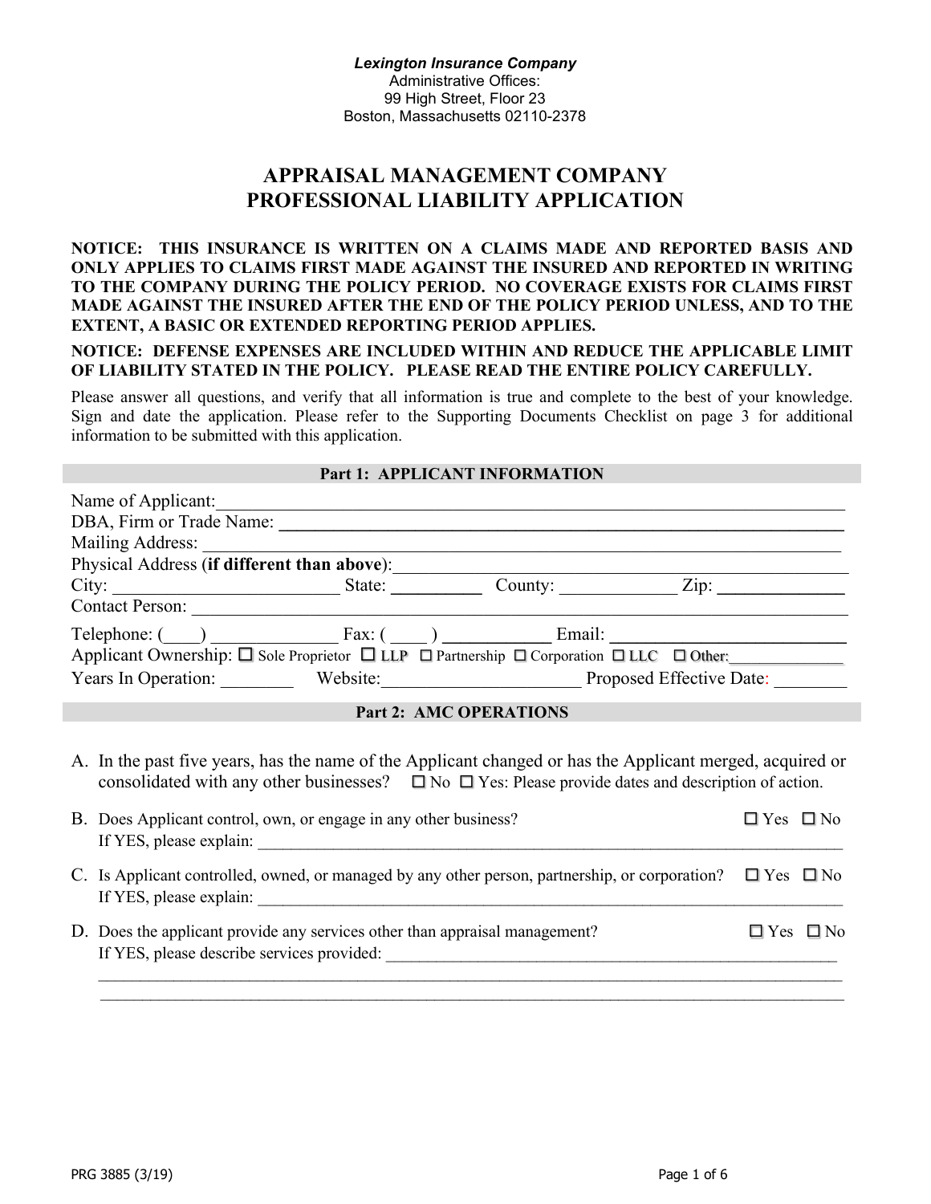***Lexington Insurance Company***
Administrative Offices:
99 High Street, Floor 23
Boston, Massachusetts 02110-2378

# APPRAISAL MANAGEMENT COMPANY PROFESSIONAL LIABILITY APPLICATION

**NOTICE: THIS INSURANCE IS WRITTEN ON A CLAIMS MADE AND REPORTED BASIS AND ONLY APPLIES TO CLAIMS FIRST MADE AGAINST THE INSURED AND REPORTED IN WRITING TO THE COMPANY DURING THE POLICY PERIOD. NO COVERAGE EXISTS FOR CLAIMS FIRST MADE AGAINST THE INSURED AFTER THE END OF THE POLICY PERIOD UNLESS, AND TO THE EXTENT, A BASIC OR EXTENDED REPORTING PERIOD APPLIES.**

**NOTICE: DEFENSE EXPENSES ARE INCLUDED WITHIN AND REDUCE THE APPLICABLE LIMIT OF LIABILITY STATED IN THE POLICY. PLEASE READ THE ENTIRE POLICY CAREFULLY.**

Please answer all questions, and verify that all information is true and complete to the best of your knowledge. Sign and date the application. Please refer to the Supporting Documents Checklist on page 3 for additional information to be submitted with this application.

## Part 1: APPLICANT INFORMATION

Name of Applicant: ______________________________

DBA, Firm or Trade Name: ______________________________

Mailing Address: ______________________________

Physical Address (**if different than above**): ______________________________

City: ____________ State: ________ County: ________ Zip: ________

Contact Person: ______________________________

Telephone: (____) __________ Fax: (____) __________ Email: __________

Applicant Ownership: ☐ Sole Proprietor ☐ LLP ☐ Partnership ☐ Corporation ☐ LLC ☐ Other: __________

Years In Operation: ________ Website: ______________ Proposed Effective Date: ________

## Part 2: AMC OPERATIONS

A. In the past five years, has the name of the Applicant changed or has the Applicant merged, acquired or consolidated with any other businesses? ☐ No ☐ Yes: Please provide dates and description of action.

B. Does Applicant control, own, or engage in any other business? ☐ Yes ☐ No
If YES, please explain: ______________________________

C. Is Applicant controlled, owned, or managed by any other person, partnership, or corporation? ☐ Yes ☐ No
If YES, please explain: ______________________________

D. Does the applicant provide any services other than appraisal management? ☐ Yes ☐ No
If YES, please describe services provided: ______________________________
______________________________
______________________________

PRG 3885 (3/19)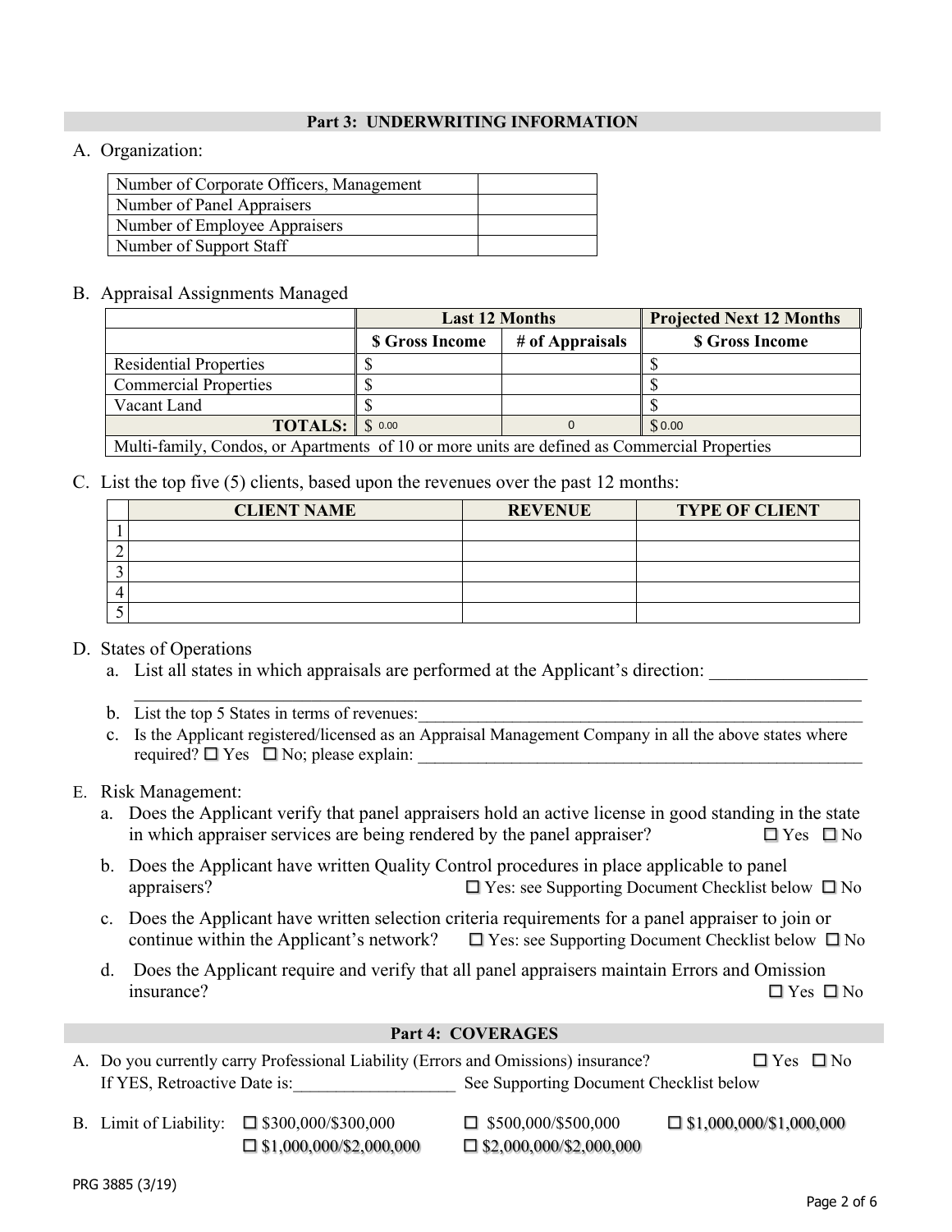## Part 3: UNDERWRITING INFORMATION

A. Organization:

| | |
|---|---|
| Number of Corporate Officers, Management | |
| Number of Panel Appraisers | |
| Number of Employee Appraisers | |
| Number of Support Staff | |

B. Appraisal Assignments Managed

| | Last 12 Months | | Projected Next 12 Months |
|---|---|---|---|
| | $ Gross Income | # of Appraisals | $ Gross Income |
| Residential Properties | $ | | $ |
| Commercial Properties | $ | | $ |
| Vacant Land | $ | | $ |
| **TOTALS:** | $ 0.00 | 0 | $ 0.00 |
| Multi-family, Condos, or Apartments of 10 or more units are defined as Commercial Properties | | | |

C. List the top five (5) clients, based upon the revenues over the past 12 months:

| | CLIENT NAME | REVENUE | TYPE OF CLIENT |
|---|---|---|---|
| 1 | | | |
| 2 | | | |
| 3 | | | |
| 4 | | | |
| 5 | | | |

D. States of Operations

a. List all states in which appraisals are performed at the Applicant's direction: _________________
_______________________________________________________________________________

b. List the top 5 States in terms of revenues:_______________________________________________

c. Is the Applicant registered/licensed as an Appraisal Management Company in all the above states where required? ☐ Yes ☐ No; please explain: _____________________________________________

E. Risk Management:

a. Does the Applicant verify that panel appraisers hold an active license in good standing in the state in which appraiser services are being rendered by the panel appraiser? ☐ Yes ☐ No

b. Does the Applicant have written Quality Control procedures in place applicable to panel appraisers? ☐ Yes: see Supporting Document Checklist below ☐ No

c. Does the Applicant have written selection criteria requirements for a panel appraiser to join or continue within the Applicant's network? ☐ Yes: see Supporting Document Checklist below ☐ No

d. Does the Applicant require and verify that all panel appraisers maintain Errors and Omission insurance? ☐ Yes ☐ No

## Part 4: COVERAGES

A. Do you currently carry Professional Liability (Errors and Omissions) insurance? ☐ Yes ☐ No
If YES, Retroactive Date is:___________________ See Supporting Document Checklist below

B. Limit of Liability: ☐ $300,000/$300,000 ☐ $500,000/$500,000 ☐ $1,000,000/$1,000,000 ☐ $1,000,000/$2,000,000 ☐ $2,000,000/$2,000,000

PRG 3885 (3/19)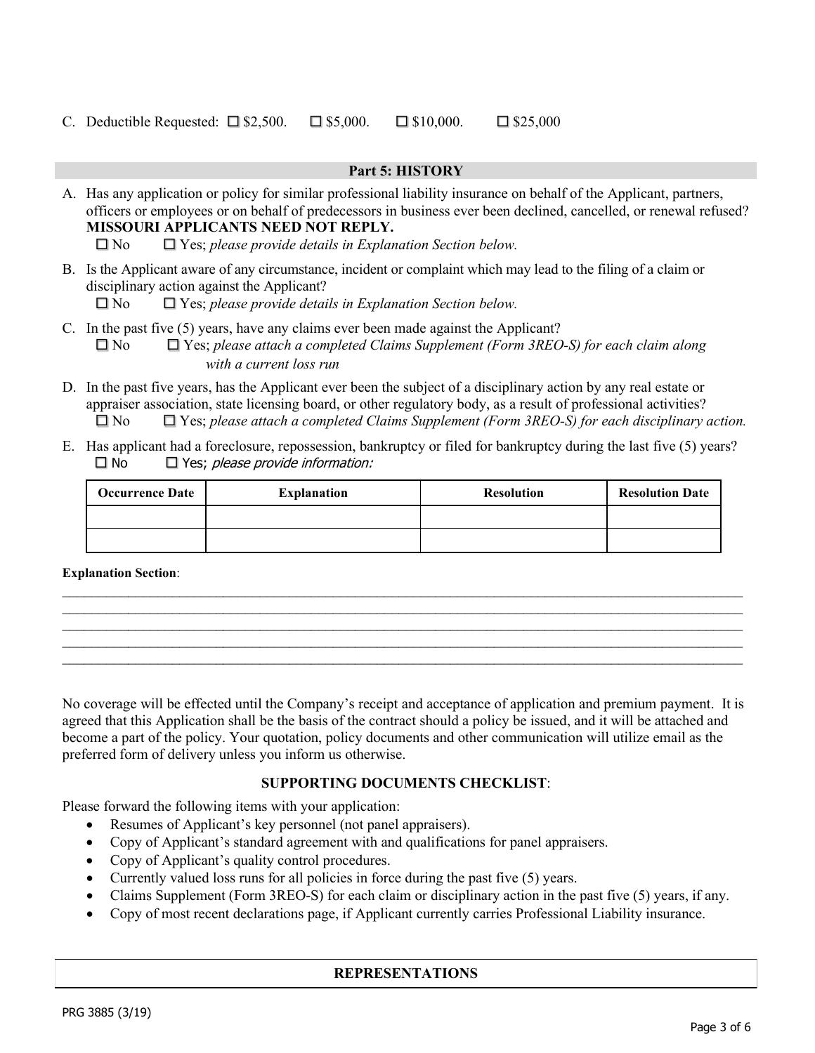C. Deductible Requested: ☐ $2,500. ☐ $5,000. ☐ $10,000. ☐ $25,000

## Part 5: HISTORY

A. Has any application or policy for similar professional liability insurance on behalf of the Applicant, partners, officers or employees or on behalf of predecessors in business ever been declined, cancelled, or renewal refused? **MISSOURI APPLICANTS NEED NOT REPLY.**
☐ No ☐ Yes; *please provide details in Explanation Section below.*

B. Is the Applicant aware of any circumstance, incident or complaint which may lead to the filing of a claim or disciplinary action against the Applicant?
☐ No ☐ Yes; *please provide details in Explanation Section below.*

C. In the past five (5) years, have any claims ever been made against the Applicant?
☐ No ☐ Yes; *please attach a completed Claims Supplement (Form 3REO-S) for each claim along with a current loss run*

D. In the past five years, has the Applicant ever been the subject of a disciplinary action by any real estate or appraiser association, state licensing board, or other regulatory body, as a result of professional activities?
☐ No ☐ Yes; *please attach a completed Claims Supplement (Form 3REO-S) for each disciplinary action.*

E. Has applicant had a foreclosure, repossession, bankruptcy or filed for bankruptcy during the last five (5) years?
☐ No ☐ Yes; *please provide information:*

| Occurrence Date | Explanation | Resolution | Resolution Date |
|---|---|---|---|
| | | | |
| | | | |

**Explanation Section**:

\_\_\_\_\_\_\_\_\_\_\_\_\_\_\_\_\_\_\_\_\_\_\_\_\_\_\_\_\_\_\_\_\_\_\_\_\_\_\_\_\_\_\_\_\_\_\_\_\_\_\_\_\_\_\_\_\_\_\_\_\_\_\_\_\_\_\_\_\_\_\_\_\_\_\_\_\_\_
\_\_\_\_\_\_\_\_\_\_\_\_\_\_\_\_\_\_\_\_\_\_\_\_\_\_\_\_\_\_\_\_\_\_\_\_\_\_\_\_\_\_\_\_\_\_\_\_\_\_\_\_\_\_\_\_\_\_\_\_\_\_\_\_\_\_\_\_\_\_\_\_\_\_\_\_\_\_
\_\_\_\_\_\_\_\_\_\_\_\_\_\_\_\_\_\_\_\_\_\_\_\_\_\_\_\_\_\_\_\_\_\_\_\_\_\_\_\_\_\_\_\_\_\_\_\_\_\_\_\_\_\_\_\_\_\_\_\_\_\_\_\_\_\_\_\_\_\_\_\_\_\_\_\_\_\_
\_\_\_\_\_\_\_\_\_\_\_\_\_\_\_\_\_\_\_\_\_\_\_\_\_\_\_\_\_\_\_\_\_\_\_\_\_\_\_\_\_\_\_\_\_\_\_\_\_\_\_\_\_\_\_\_\_\_\_\_\_\_\_\_\_\_\_\_\_\_\_\_\_\_\_\_\_\_
\_\_\_\_\_\_\_\_\_\_\_\_\_\_\_\_\_\_\_\_\_\_\_\_\_\_\_\_\_\_\_\_\_\_\_\_\_\_\_\_\_\_\_\_\_\_\_\_\_\_\_\_\_\_\_\_\_\_\_\_\_\_\_\_\_\_\_\_\_\_\_\_\_\_\_\_\_\_

No coverage will be effected until the Company's receipt and acceptance of application and premium payment. It is agreed that this Application shall be the basis of the contract should a policy be issued, and it will be attached and become a part of the policy. Your quotation, policy documents and other communication will utilize email as the preferred form of delivery unless you inform us otherwise.

### SUPPORTING DOCUMENTS CHECKLIST:

Please forward the following items with your application:

- Resumes of Applicant's key personnel (not panel appraisers).
- Copy of Applicant's standard agreement with and qualifications for panel appraisers.
- Copy of Applicant's quality control procedures.
- Currently valued loss runs for all policies in force during the past five (5) years.
- Claims Supplement (Form 3REO-S) for each claim or disciplinary action in the past five (5) years, if any.
- Copy of most recent declarations page, if Applicant currently carries Professional Liability insurance.

## REPRESENTATIONS

PRG 3885 (3/19)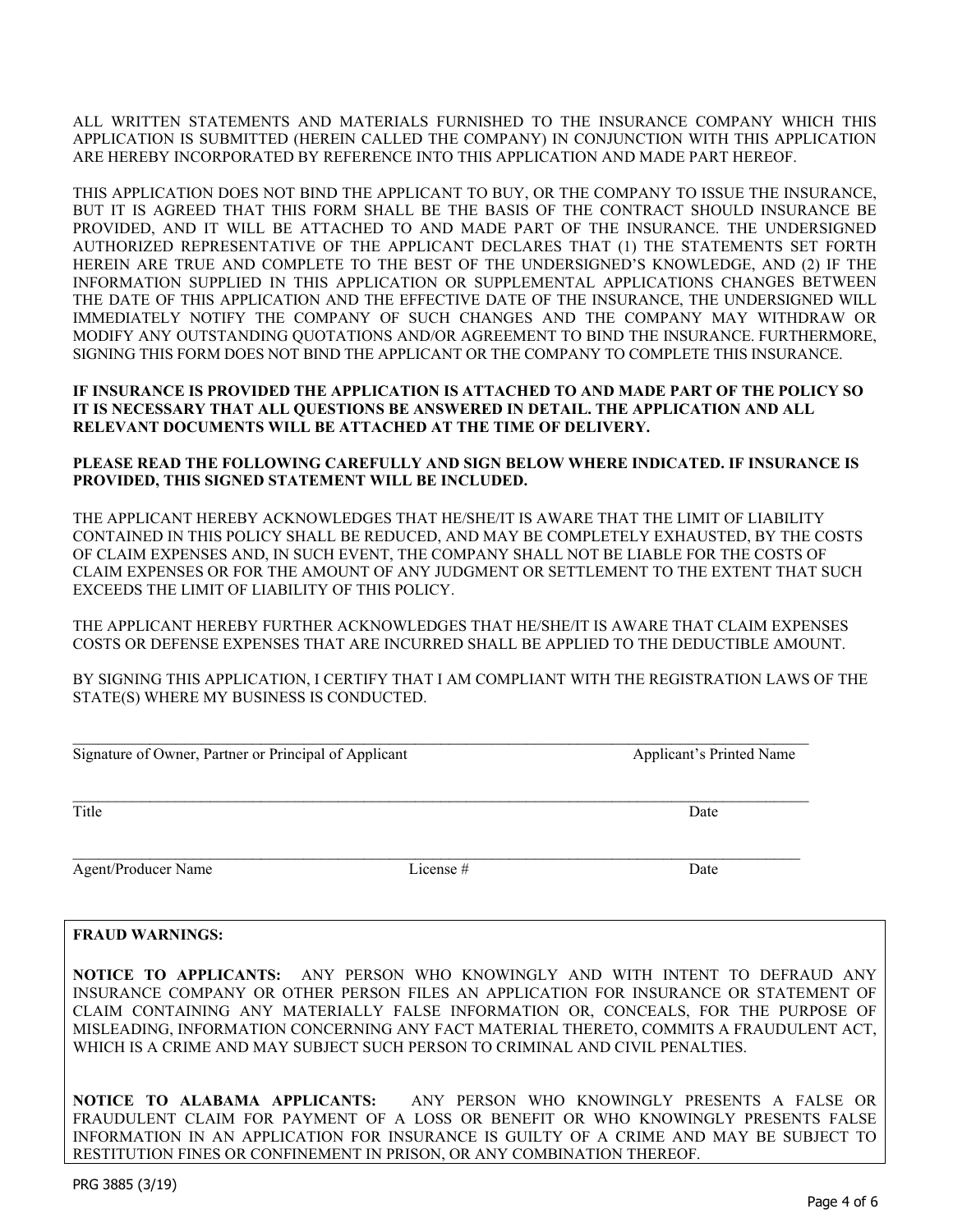ALL WRITTEN STATEMENTS AND MATERIALS FURNISHED TO THE INSURANCE COMPANY WHICH THIS APPLICATION IS SUBMITTED (HEREIN CALLED THE COMPANY) IN CONJUNCTION WITH THIS APPLICATION ARE HEREBY INCORPORATED BY REFERENCE INTO THIS APPLICATION AND MADE PART HEREOF.

THIS APPLICATION DOES NOT BIND THE APPLICANT TO BUY, OR THE COMPANY TO ISSUE THE INSURANCE, BUT IT IS AGREED THAT THIS FORM SHALL BE THE BASIS OF THE CONTRACT SHOULD INSURANCE BE PROVIDED, AND IT WILL BE ATTACHED TO AND MADE PART OF THE INSURANCE. THE UNDERSIGNED AUTHORIZED REPRESENTATIVE OF THE APPLICANT DECLARES THAT (1) THE STATEMENTS SET FORTH HEREIN ARE TRUE AND COMPLETE TO THE BEST OF THE UNDERSIGNED'S KNOWLEDGE, AND (2) IF THE INFORMATION SUPPLIED IN THIS APPLICATION OR SUPPLEMENTAL APPLICATIONS CHANGES BETWEEN THE DATE OF THIS APPLICATION AND THE EFFECTIVE DATE OF THE INSURANCE, THE UNDERSIGNED WILL IMMEDIATELY NOTIFY THE COMPANY OF SUCH CHANGES AND THE COMPANY MAY WITHDRAW OR MODIFY ANY OUTSTANDING QUOTATIONS AND/OR AGREEMENT TO BIND THE INSURANCE. FURTHERMORE, SIGNING THIS FORM DOES NOT BIND THE APPLICANT OR THE COMPANY TO COMPLETE THIS INSURANCE.

**IF INSURANCE IS PROVIDED THE APPLICATION IS ATTACHED TO AND MADE PART OF THE POLICY SO IT IS NECESSARY THAT ALL QUESTIONS BE ANSWERED IN DETAIL. THE APPLICATION AND ALL RELEVANT DOCUMENTS WILL BE ATTACHED AT THE TIME OF DELIVERY.**

**PLEASE READ THE FOLLOWING CAREFULLY AND SIGN BELOW WHERE INDICATED. IF INSURANCE IS PROVIDED, THIS SIGNED STATEMENT WILL BE INCLUDED.**

THE APPLICANT HEREBY ACKNOWLEDGES THAT HE/SHE/IT IS AWARE THAT THE LIMIT OF LIABILITY CONTAINED IN THIS POLICY SHALL BE REDUCED, AND MAY BE COMPLETELY EXHAUSTED, BY THE COSTS OF CLAIM EXPENSES AND, IN SUCH EVENT, THE COMPANY SHALL NOT BE LIABLE FOR THE COSTS OF CLAIM EXPENSES OR FOR THE AMOUNT OF ANY JUDGMENT OR SETTLEMENT TO THE EXTENT THAT SUCH EXCEEDS THE LIMIT OF LIABILITY OF THIS POLICY.

THE APPLICANT HEREBY FURTHER ACKNOWLEDGES THAT HE/SHE/IT IS AWARE THAT CLAIM EXPENSES COSTS OR DEFENSE EXPENSES THAT ARE INCURRED SHALL BE APPLIED TO THE DEDUCTIBLE AMOUNT.

BY SIGNING THIS APPLICATION, I CERTIFY THAT I AM COMPLIANT WITH THE REGISTRATION LAWS OF THE STATE(S) WHERE MY BUSINESS IS CONDUCTED.

______________________________________________________________________________

Signature of Owner, Partner or Principal of Applicant                    Applicant's Printed Name

______________________________________________________________________________

Title                                                                                                   Date

______________________________________________________________________________

Agent/Producer Name                    License #                                                Date

**FRAUD WARNINGS:**

**NOTICE TO APPLICANTS:** ANY PERSON WHO KNOWINGLY AND WITH INTENT TO DEFRAUD ANY INSURANCE COMPANY OR OTHER PERSON FILES AN APPLICATION FOR INSURANCE OR STATEMENT OF CLAIM CONTAINING ANY MATERIALLY FALSE INFORMATION OR, CONCEALS, FOR THE PURPOSE OF MISLEADING, INFORMATION CONCERNING ANY FACT MATERIAL THERETO, COMMITS A FRAUDULENT ACT, WHICH IS A CRIME AND MAY SUBJECT SUCH PERSON TO CRIMINAL AND CIVIL PENALTIES.

**NOTICE TO ALABAMA APPLICANTS:** ANY PERSON WHO KNOWINGLY PRESENTS A FALSE OR FRAUDULENT CLAIM FOR PAYMENT OF A LOSS OR BENEFIT OR WHO KNOWINGLY PRESENTS FALSE INFORMATION IN AN APPLICATION FOR INSURANCE IS GUILTY OF A CRIME AND MAY BE SUBJECT TO RESTITUTION FINES OR CONFINEMENT IN PRISON, OR ANY COMBINATION THEREOF.

PRG 3885 (3/19)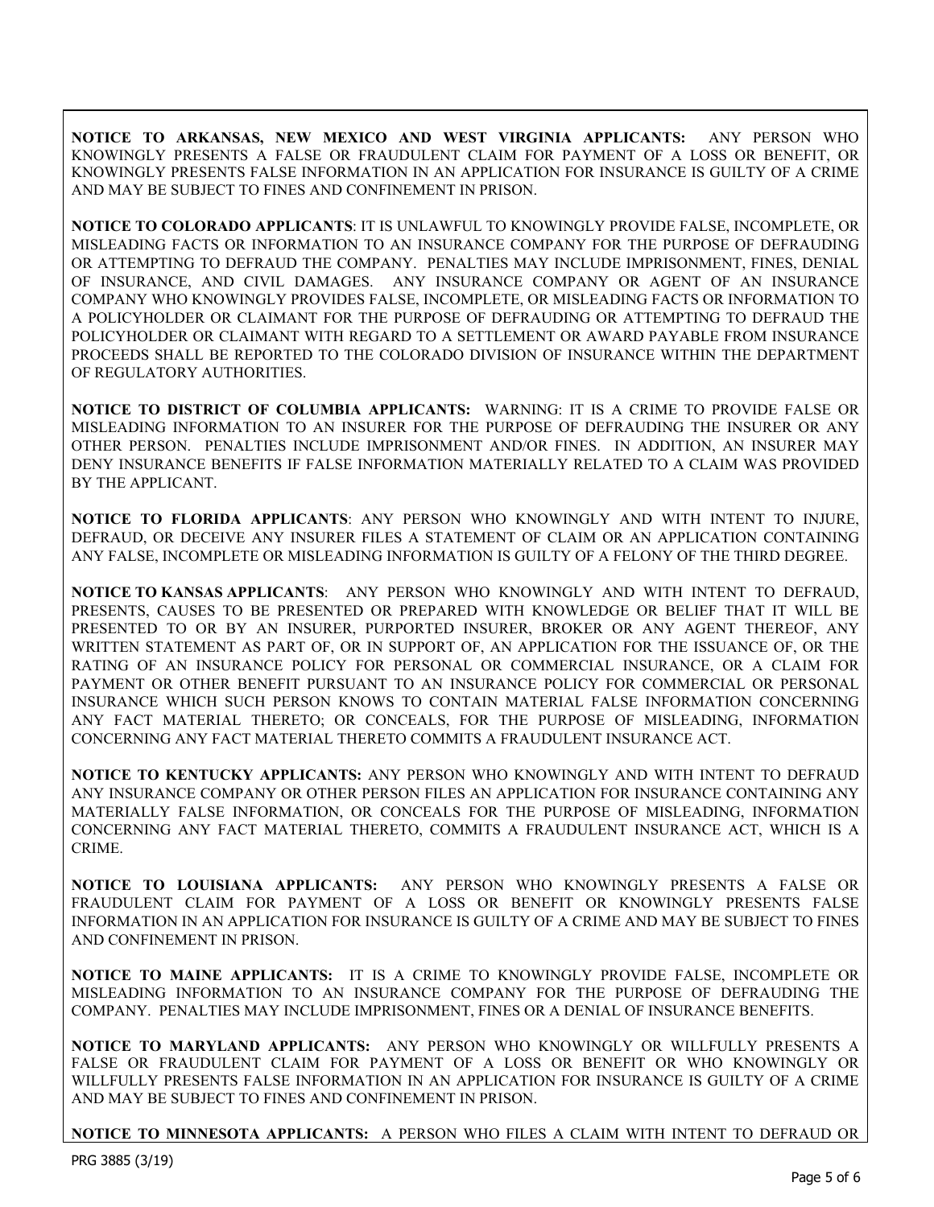**NOTICE TO ARKANSAS, NEW MEXICO AND WEST VIRGINIA APPLICANTS:** ANY PERSON WHO KNOWINGLY PRESENTS A FALSE OR FRAUDULENT CLAIM FOR PAYMENT OF A LOSS OR BENEFIT, OR KNOWINGLY PRESENTS FALSE INFORMATION IN AN APPLICATION FOR INSURANCE IS GUILTY OF A CRIME AND MAY BE SUBJECT TO FINES AND CONFINEMENT IN PRISON.

**NOTICE TO COLORADO APPLICANTS**: IT IS UNLAWFUL TO KNOWINGLY PROVIDE FALSE, INCOMPLETE, OR MISLEADING FACTS OR INFORMATION TO AN INSURANCE COMPANY FOR THE PURPOSE OF DEFRAUDING OR ATTEMPTING TO DEFRAUD THE COMPANY. PENALTIES MAY INCLUDE IMPRISONMENT, FINES, DENIAL OF INSURANCE, AND CIVIL DAMAGES. ANY INSURANCE COMPANY OR AGENT OF AN INSURANCE COMPANY WHO KNOWINGLY PROVIDES FALSE, INCOMPLETE, OR MISLEADING FACTS OR INFORMATION TO A POLICYHOLDER OR CLAIMANT FOR THE PURPOSE OF DEFRAUDING OR ATTEMPTING TO DEFRAUD THE POLICYHOLDER OR CLAIMANT WITH REGARD TO A SETTLEMENT OR AWARD PAYABLE FROM INSURANCE PROCEEDS SHALL BE REPORTED TO THE COLORADO DIVISION OF INSURANCE WITHIN THE DEPARTMENT OF REGULATORY AUTHORITIES.

**NOTICE TO DISTRICT OF COLUMBIA APPLICANTS:** WARNING: IT IS A CRIME TO PROVIDE FALSE OR MISLEADING INFORMATION TO AN INSURER FOR THE PURPOSE OF DEFRAUDING THE INSURER OR ANY OTHER PERSON. PENALTIES INCLUDE IMPRISONMENT AND/OR FINES. IN ADDITION, AN INSURER MAY DENY INSURANCE BENEFITS IF FALSE INFORMATION MATERIALLY RELATED TO A CLAIM WAS PROVIDED BY THE APPLICANT.

**NOTICE TO FLORIDA APPLICANTS**: ANY PERSON WHO KNOWINGLY AND WITH INTENT TO INJURE, DEFRAUD, OR DECEIVE ANY INSURER FILES A STATEMENT OF CLAIM OR AN APPLICATION CONTAINING ANY FALSE, INCOMPLETE OR MISLEADING INFORMATION IS GUILTY OF A FELONY OF THE THIRD DEGREE.

**NOTICE TO KANSAS APPLICANTS**: ANY PERSON WHO KNOWINGLY AND WITH INTENT TO DEFRAUD, PRESENTS, CAUSES TO BE PRESENTED OR PREPARED WITH KNOWLEDGE OR BELIEF THAT IT WILL BE PRESENTED TO OR BY AN INSURER, PURPORTED INSURER, BROKER OR ANY AGENT THEREOF, ANY WRITTEN STATEMENT AS PART OF, OR IN SUPPORT OF, AN APPLICATION FOR THE ISSUANCE OF, OR THE RATING OF AN INSURANCE POLICY FOR PERSONAL OR COMMERCIAL INSURANCE, OR A CLAIM FOR PAYMENT OR OTHER BENEFIT PURSUANT TO AN INSURANCE POLICY FOR COMMERCIAL OR PERSONAL INSURANCE WHICH SUCH PERSON KNOWS TO CONTAIN MATERIAL FALSE INFORMATION CONCERNING ANY FACT MATERIAL THERETO; OR CONCEALS, FOR THE PURPOSE OF MISLEADING, INFORMATION CONCERNING ANY FACT MATERIAL THERETO COMMITS A FRAUDULENT INSURANCE ACT.

**NOTICE TO KENTUCKY APPLICANTS:** ANY PERSON WHO KNOWINGLY AND WITH INTENT TO DEFRAUD ANY INSURANCE COMPANY OR OTHER PERSON FILES AN APPLICATION FOR INSURANCE CONTAINING ANY MATERIALLY FALSE INFORMATION, OR CONCEALS FOR THE PURPOSE OF MISLEADING, INFORMATION CONCERNING ANY FACT MATERIAL THERETO, COMMITS A FRAUDULENT INSURANCE ACT, WHICH IS A CRIME.

**NOTICE TO LOUISIANA APPLICANTS:** ANY PERSON WHO KNOWINGLY PRESENTS A FALSE OR FRAUDULENT CLAIM FOR PAYMENT OF A LOSS OR BENEFIT OR KNOWINGLY PRESENTS FALSE INFORMATION IN AN APPLICATION FOR INSURANCE IS GUILTY OF A CRIME AND MAY BE SUBJECT TO FINES AND CONFINEMENT IN PRISON.

**NOTICE TO MAINE APPLICANTS:** IT IS A CRIME TO KNOWINGLY PROVIDE FALSE, INCOMPLETE OR MISLEADING INFORMATION TO AN INSURANCE COMPANY FOR THE PURPOSE OF DEFRAUDING THE COMPANY. PENALTIES MAY INCLUDE IMPRISONMENT, FINES OR A DENIAL OF INSURANCE BENEFITS.

**NOTICE TO MARYLAND APPLICANTS:** ANY PERSON WHO KNOWINGLY OR WILLFULLY PRESENTS A FALSE OR FRAUDULENT CLAIM FOR PAYMENT OF A LOSS OR BENEFIT OR WHO KNOWINGLY OR WILLFULLY PRESENTS FALSE INFORMATION IN AN APPLICATION FOR INSURANCE IS GUILTY OF A CRIME AND MAY BE SUBJECT TO FINES AND CONFINEMENT IN PRISON.

**NOTICE TO MINNESOTA APPLICANTS:** A PERSON WHO FILES A CLAIM WITH INTENT TO DEFRAUD OR

PRG 3885 (3/19)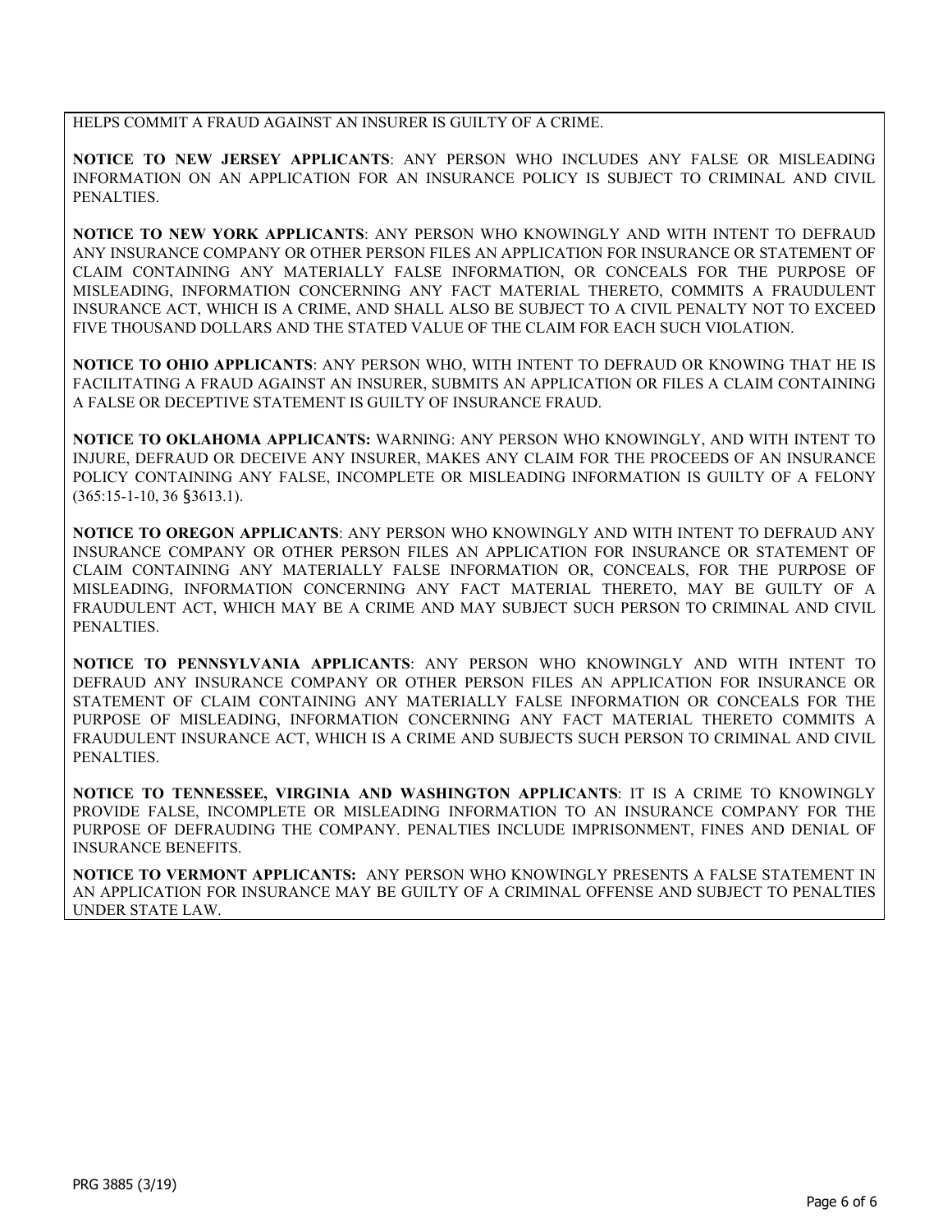HELPS COMMIT A FRAUD AGAINST AN INSURER IS GUILTY OF A CRIME.

**NOTICE TO NEW JERSEY APPLICANTS**: ANY PERSON WHO INCLUDES ANY FALSE OR MISLEADING INFORMATION ON AN APPLICATION FOR AN INSURANCE POLICY IS SUBJECT TO CRIMINAL AND CIVIL PENALTIES.

**NOTICE TO NEW YORK APPLICANTS**: ANY PERSON WHO KNOWINGLY AND WITH INTENT TO DEFRAUD ANY INSURANCE COMPANY OR OTHER PERSON FILES AN APPLICATION FOR INSURANCE OR STATEMENT OF CLAIM CONTAINING ANY MATERIALLY FALSE INFORMATION, OR CONCEALS FOR THE PURPOSE OF MISLEADING, INFORMATION CONCERNING ANY FACT MATERIAL THERETO, COMMITS A FRAUDULENT INSURANCE ACT, WHICH IS A CRIME, AND SHALL ALSO BE SUBJECT TO A CIVIL PENALTY NOT TO EXCEED FIVE THOUSAND DOLLARS AND THE STATED VALUE OF THE CLAIM FOR EACH SUCH VIOLATION.

**NOTICE TO OHIO APPLICANTS**: ANY PERSON WHO, WITH INTENT TO DEFRAUD OR KNOWING THAT HE IS FACILITATING A FRAUD AGAINST AN INSURER, SUBMITS AN APPLICATION OR FILES A CLAIM CONTAINING A FALSE OR DECEPTIVE STATEMENT IS GUILTY OF INSURANCE FRAUD.

**NOTICE TO OKLAHOMA APPLICANTS:** WARNING: ANY PERSON WHO KNOWINGLY, AND WITH INTENT TO INJURE, DEFRAUD OR DECEIVE ANY INSURER, MAKES ANY CLAIM FOR THE PROCEEDS OF AN INSURANCE POLICY CONTAINING ANY FALSE, INCOMPLETE OR MISLEADING INFORMATION IS GUILTY OF A FELONY (365:15-1-10, 36 §3613.1).

**NOTICE TO OREGON APPLICANTS**: ANY PERSON WHO KNOWINGLY AND WITH INTENT TO DEFRAUD ANY INSURANCE COMPANY OR OTHER PERSON FILES AN APPLICATION FOR INSURANCE OR STATEMENT OF CLAIM CONTAINING ANY MATERIALLY FALSE INFORMATION OR, CONCEALS, FOR THE PURPOSE OF MISLEADING, INFORMATION CONCERNING ANY FACT MATERIAL THERETO, MAY BE GUILTY OF A FRAUDULENT ACT, WHICH MAY BE A CRIME AND MAY SUBJECT SUCH PERSON TO CRIMINAL AND CIVIL PENALTIES.

**NOTICE TO PENNSYLVANIA APPLICANTS**: ANY PERSON WHO KNOWINGLY AND WITH INTENT TO DEFRAUD ANY INSURANCE COMPANY OR OTHER PERSON FILES AN APPLICATION FOR INSURANCE OR STATEMENT OF CLAIM CONTAINING ANY MATERIALLY FALSE INFORMATION OR CONCEALS FOR THE PURPOSE OF MISLEADING, INFORMATION CONCERNING ANY FACT MATERIAL THERETO COMMITS A FRAUDULENT INSURANCE ACT, WHICH IS A CRIME AND SUBJECTS SUCH PERSON TO CRIMINAL AND CIVIL PENALTIES.

**NOTICE TO TENNESSEE, VIRGINIA AND WASHINGTON APPLICANTS**: IT IS A CRIME TO KNOWINGLY PROVIDE FALSE, INCOMPLETE OR MISLEADING INFORMATION TO AN INSURANCE COMPANY FOR THE PURPOSE OF DEFRAUDING THE COMPANY. PENALTIES INCLUDE IMPRISONMENT, FINES AND DENIAL OF INSURANCE BENEFITS.

**NOTICE TO VERMONT APPLICANTS:** ANY PERSON WHO KNOWINGLY PRESENTS A FALSE STATEMENT IN AN APPLICATION FOR INSURANCE MAY BE GUILTY OF A CRIMINAL OFFENSE AND SUBJECT TO PENALTIES UNDER STATE LAW.

PRG 3885 (3/19)